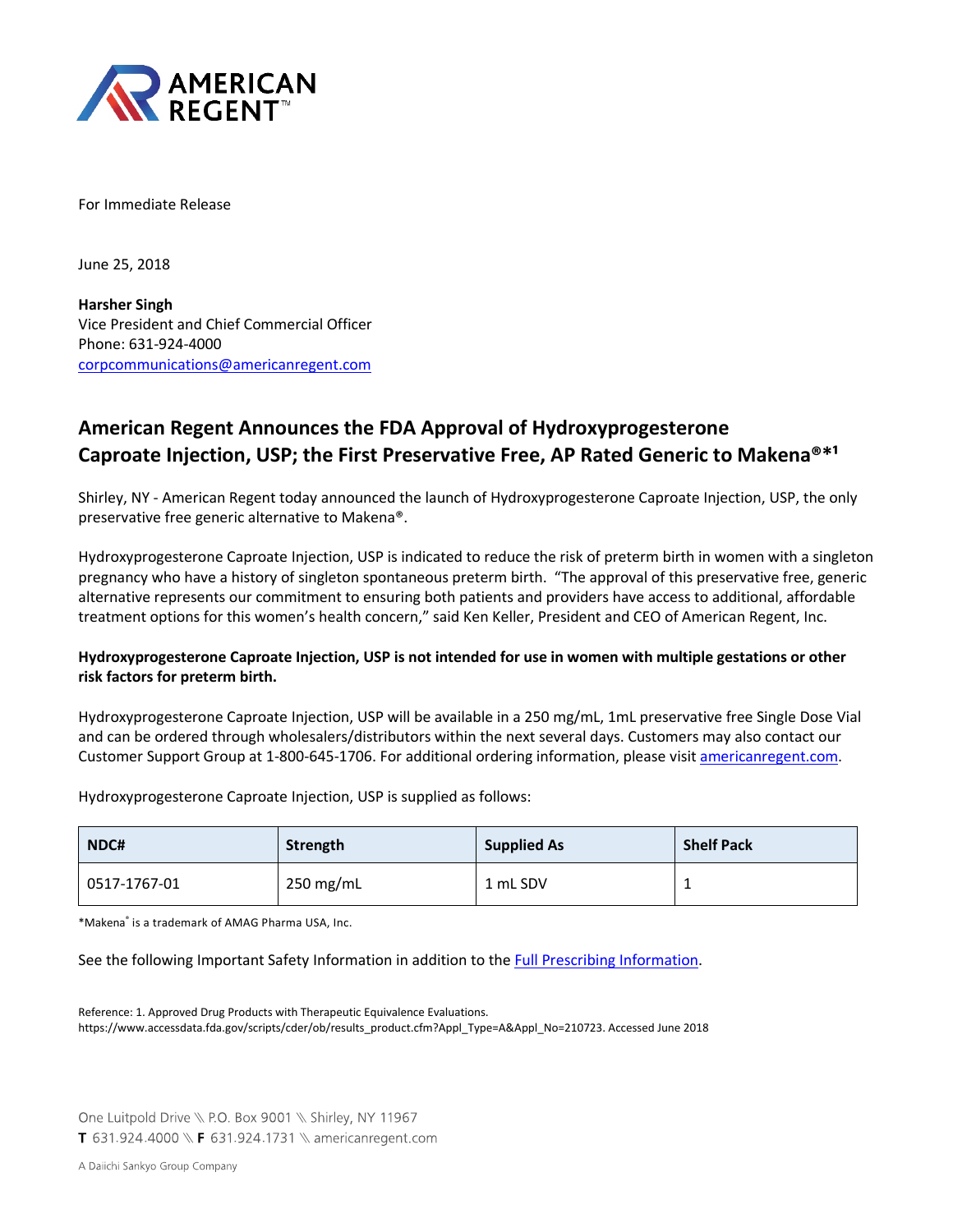AMERICAN REGENT™

For Immediate Release

June 25, 2018

**Harsher Singh**
Vice President and Chief Commercial Officer
Phone: 631-924-4000
corpcommunications@americanregent.com

## American Regent Announces the FDA Approval of Hydroxyprogesterone Caproate Injection, USP; the First Preservative Free, AP Rated Generic to Makena®*[1]

Shirley, NY - American Regent today announced the launch of Hydroxyprogesterone Caproate Injection, USP, the only preservative free generic alternative to Makena®.

Hydroxyprogesterone Caproate Injection, USP is indicated to reduce the risk of preterm birth in women with a singleton pregnancy who have a history of singleton spontaneous preterm birth. "The approval of this preservative free, generic alternative represents our commitment to ensuring both patients and providers have access to additional, affordable treatment options for this women's health concern," said Ken Keller, President and CEO of American Regent, Inc.

**Hydroxyprogesterone Caproate Injection, USP is not intended for use in women with multiple gestations or other risk factors for preterm birth.**

Hydroxyprogesterone Caproate Injection, USP will be available in a 250 mg/mL, 1mL preservative free Single Dose Vial and can be ordered through wholesalers/distributors within the next several days. Customers may also contact our Customer Support Group at 1-800-645-1706. For additional ordering information, please visit americanregent.com.

Hydroxyprogesterone Caproate Injection, USP is supplied as follows:

| NDC# | Strength | Supplied As | Shelf Pack |
|---|---|---|---|
| 0517-1767-01 | 250 mg/mL | 1 mL SDV | 1 |

*Makena® is a trademark of AMAG Pharma USA, Inc.

See the following Important Safety Information in addition to the Full Prescribing Information.

Reference: 1. Approved Drug Products with Therapeutic Equivalence Evaluations. https://www.accessdata.fda.gov/scripts/cder/ob/results_product.cfm?Appl_Type=A&Appl_No=210723. Accessed June 2018

One Luitpold Drive \\ P.O. Box 9001 \\ Shirley, NY 11967
**T** 631.924.4000 \\ **F** 631.924.1731 \\ americanregent.com

A Daiichi Sankyo Group Company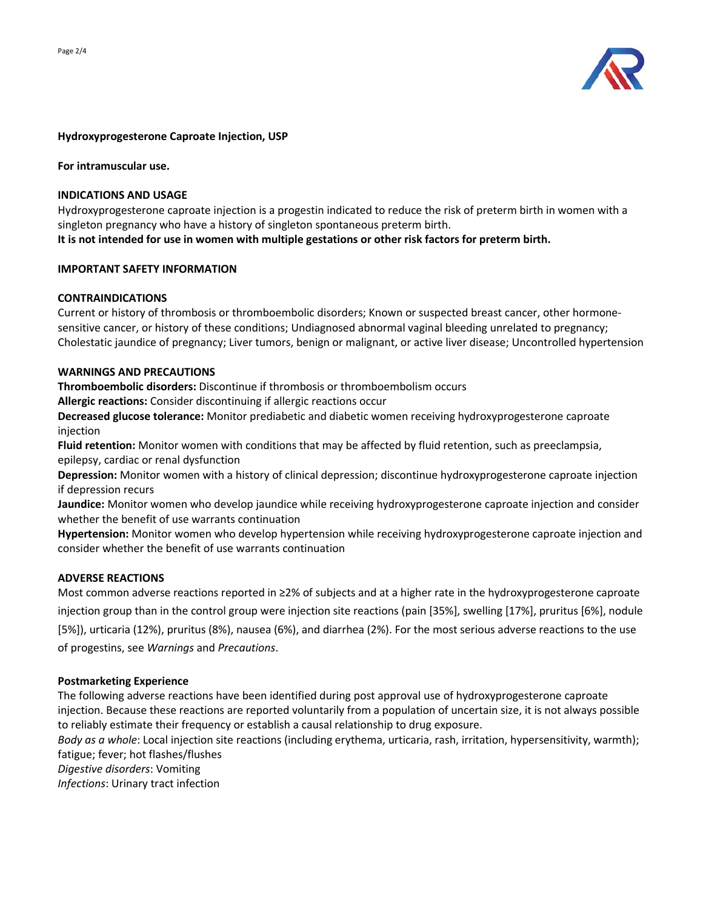**Hydroxyprogesterone Caproate Injection, USP**

**For intramuscular use.**

**INDICATIONS AND USAGE**

Hydroxyprogesterone caproate injection is a progestin indicated to reduce the risk of preterm birth in women with a singleton pregnancy who have a history of singleton spontaneous preterm birth.

**It is not intended for use in women with multiple gestations or other risk factors for preterm birth.**

**IMPORTANT SAFETY INFORMATION**

**CONTRAINDICATIONS**

Current or history of thrombosis or thromboembolic disorders; Known or suspected breast cancer, other hormone-sensitive cancer, or history of these conditions; Undiagnosed abnormal vaginal bleeding unrelated to pregnancy; Cholestatic jaundice of pregnancy; Liver tumors, benign or malignant, or active liver disease; Uncontrolled hypertension

**WARNINGS AND PRECAUTIONS**

**Thromboembolic disorders:** Discontinue if thrombosis or thromboembolism occurs

**Allergic reactions:** Consider discontinuing if allergic reactions occur

**Decreased glucose tolerance:** Monitor prediabetic and diabetic women receiving hydroxyprogesterone caproate injection

**Fluid retention:** Monitor women with conditions that may be affected by fluid retention, such as preeclampsia, epilepsy, cardiac or renal dysfunction

**Depression:** Monitor women with a history of clinical depression; discontinue hydroxyprogesterone caproate injection if depression recurs

**Jaundice:** Monitor women who develop jaundice while receiving hydroxyprogesterone caproate injection and consider whether the benefit of use warrants continuation

**Hypertension:** Monitor women who develop hypertension while receiving hydroxyprogesterone caproate injection and consider whether the benefit of use warrants continuation

**ADVERSE REACTIONS**

Most common adverse reactions reported in ≥2% of subjects and at a higher rate in the hydroxyprogesterone caproate injection group than in the control group were injection site reactions (pain [35%], swelling [17%], pruritus [6%], nodule [5%]), urticaria (12%), pruritus (8%), nausea (6%), and diarrhea (2%). For the most serious adverse reactions to the use of progestins, see *Warnings* and *Precautions*.

**Postmarketing Experience**

The following adverse reactions have been identified during post approval use of hydroxyprogesterone caproate injection. Because these reactions are reported voluntarily from a population of uncertain size, it is not always possible to reliably estimate their frequency or establish a causal relationship to drug exposure.

*Body as a whole*: Local injection site reactions (including erythema, urticaria, rash, irritation, hypersensitivity, warmth); fatigue; fever; hot flashes/flushes

*Digestive disorders*: Vomiting

*Infections*: Urinary tract infection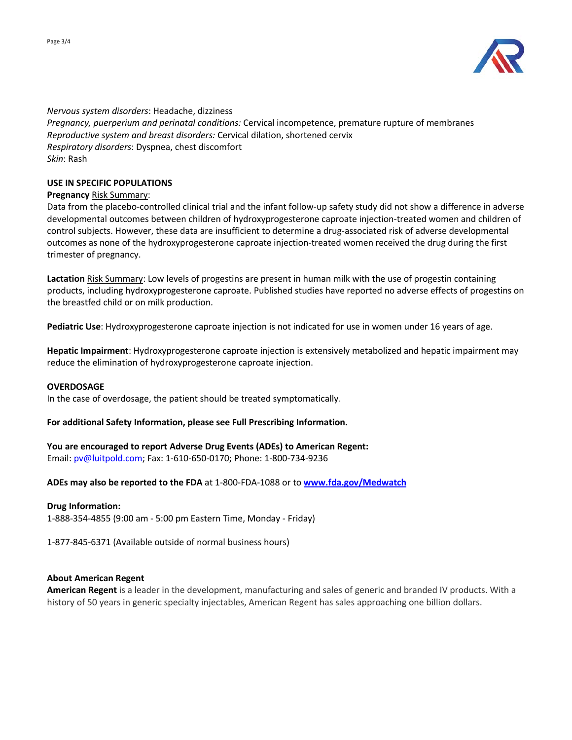*Nervous system disorders*: Headache, dizziness
*Pregnancy, puerperium and perinatal conditions:* Cervical incompetence, premature rupture of membranes
*Reproductive system and breast disorders:* Cervical dilation, shortened cervix
*Respiratory disorders*: Dyspnea, chest discomfort
*Skin*: Rash

**USE IN SPECIFIC POPULATIONS**

**Pregnancy** Risk Summary:
Data from the placebo-controlled clinical trial and the infant follow-up safety study did not show a difference in adverse developmental outcomes between children of hydroxyprogesterone caproate injection-treated women and children of control subjects. However, these data are insufficient to determine a drug-associated risk of adverse developmental outcomes as none of the hydroxyprogesterone caproate injection-treated women received the drug during the first trimester of pregnancy.

**Lactation** Risk Summary: Low levels of progestins are present in human milk with the use of progestin containing products, including hydroxyprogesterone caproate. Published studies have reported no adverse effects of progestins on the breastfed child or on milk production.

**Pediatric Use**: Hydroxyprogesterone caproate injection is not indicated for use in women under 16 years of age.

**Hepatic Impairment**: Hydroxyprogesterone caproate injection is extensively metabolized and hepatic impairment may reduce the elimination of hydroxyprogesterone caproate injection.

**OVERDOSAGE**

In the case of overdosage, the patient should be treated symptomatically.

**For additional Safety Information, please see Full Prescribing Information.**

**You are encouraged to report Adverse Drug Events (ADEs) to American Regent:**
Email: pv@luitpold.com; Fax: 1-610-650-0170; Phone: 1-800-734-9236

**ADEs may also be reported to the FDA** at 1-800-FDA-1088 or to **www.fda.gov/Medwatch**

**Drug Information:**
1-888-354-4855 (9:00 am - 5:00 pm Eastern Time, Monday - Friday)

1-877-845-6371 (Available outside of normal business hours)

**About American Regent**

**American Regent** is a leader in the development, manufacturing and sales of generic and branded IV products. With a history of 50 years in generic specialty injectables, American Regent has sales approaching one billion dollars.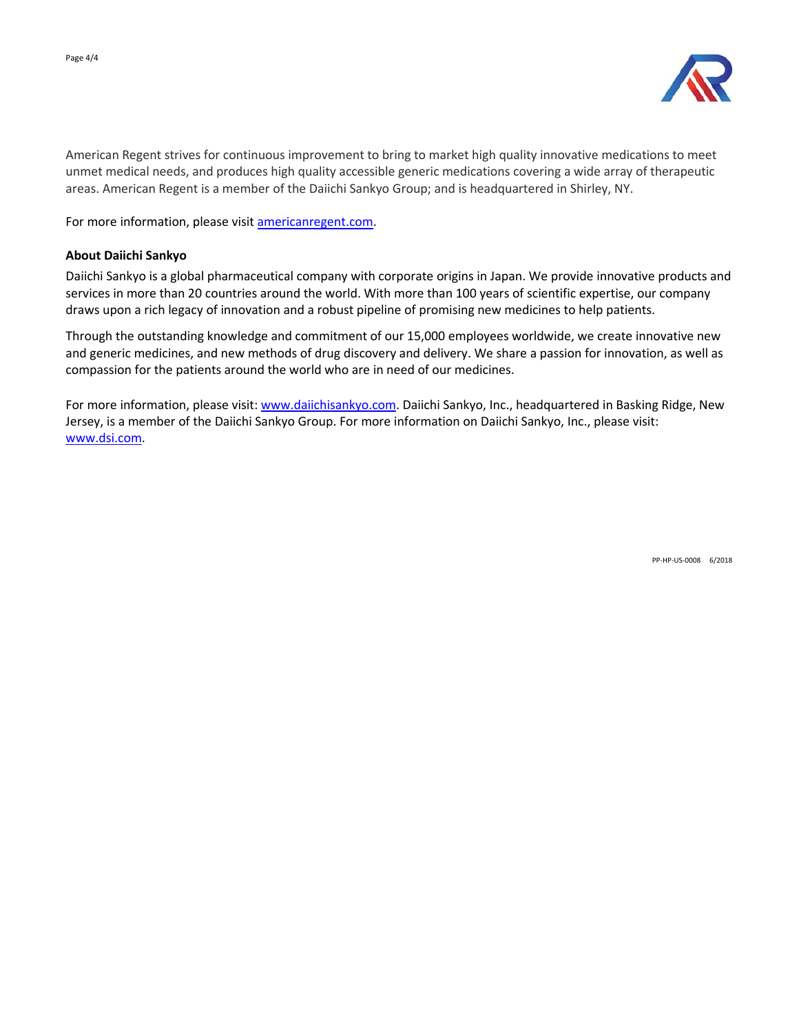American Regent strives for continuous improvement to bring to market high quality innovative medications to meet unmet medical needs, and produces high quality accessible generic medications covering a wide array of therapeutic areas. American Regent is a member of the Daiichi Sankyo Group; and is headquartered in Shirley, NY.

For more information, please visit americanregent.com.

**About Daiichi Sankyo**

Daiichi Sankyo is a global pharmaceutical company with corporate origins in Japan. We provide innovative products and services in more than 20 countries around the world. With more than 100 years of scientific expertise, our company draws upon a rich legacy of innovation and a robust pipeline of promising new medicines to help patients.

Through the outstanding knowledge and commitment of our 15,000 employees worldwide, we create innovative new and generic medicines, and new methods of drug discovery and delivery. We share a passion for innovation, as well as compassion for the patients around the world who are in need of our medicines.

For more information, please visit: www.daiichisankyo.com. Daiichi Sankyo, Inc., headquartered in Basking Ridge, New Jersey, is a member of the Daiichi Sankyo Group. For more information on Daiichi Sankyo, Inc., please visit: www.dsi.com.

PP-HP-US-0008 6/2018